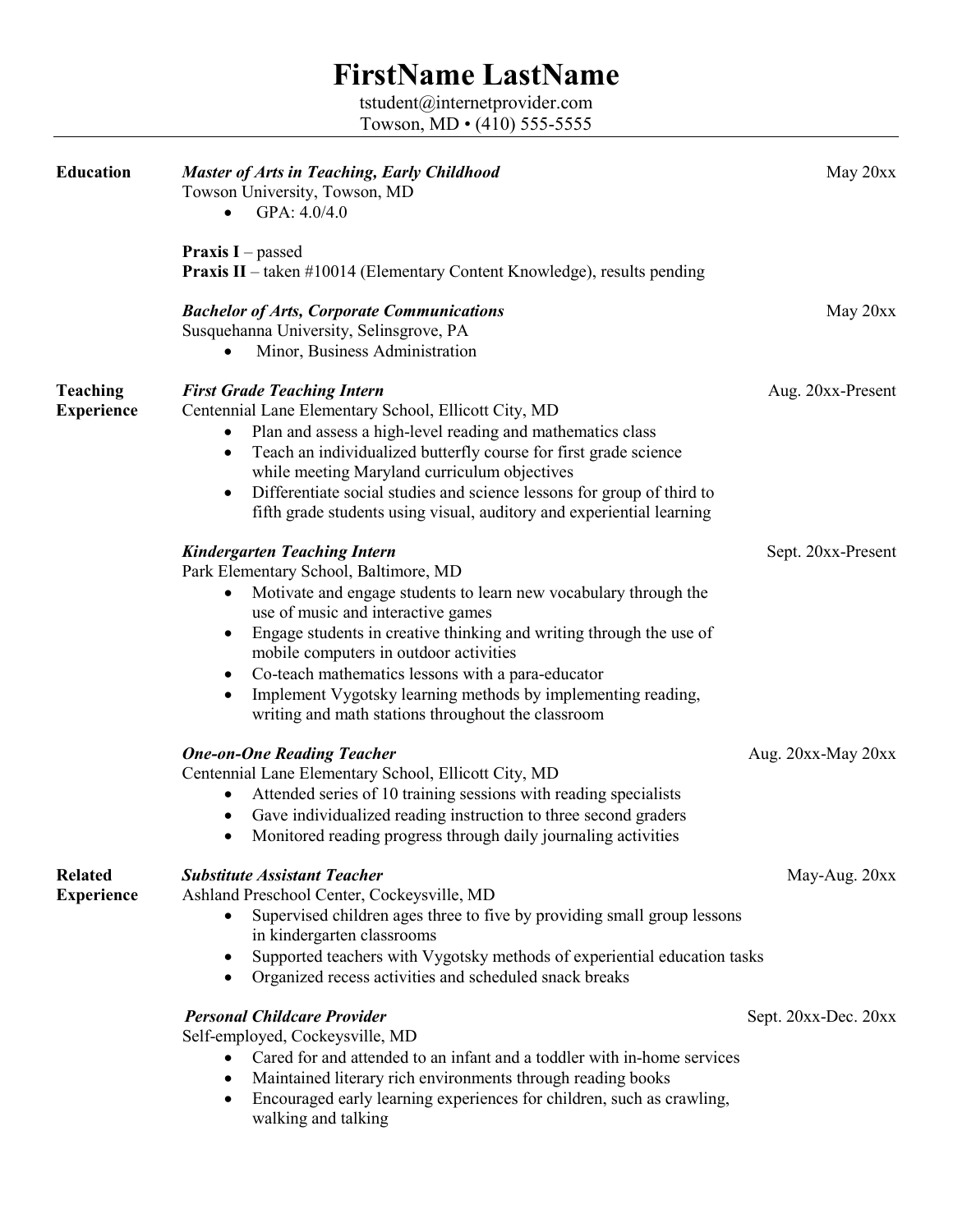# FirstName LastName

tstudent@internetprovider.com
Towson, MD • (410) 555-5555

---

## Education

***Master of Arts in Teaching, Early Childhood*** — May 20xx
Towson University, Towson, MD

- GPA: 4.0/4.0

**Praxis I** – passed
**Praxis II** – taken #10014 (Elementary Content Knowledge), results pending

***Bachelor of Arts, Corporate Communications*** — May 20xx
Susquehanna University, Selinsgrove, PA

- Minor, Business Administration

## Teaching Experience

***First Grade Teaching Intern*** — Aug. 20xx-Present
Centennial Lane Elementary School, Ellicott City, MD

- Plan and assess a high-level reading and mathematics class
- Teach an individualized butterfly course for first grade science while meeting Maryland curriculum objectives
- Differentiate social studies and science lessons for group of third to fifth grade students using visual, auditory and experiential learning

***Kindergarten Teaching Intern*** — Sept. 20xx-Present
Park Elementary School, Baltimore, MD

- Motivate and engage students to learn new vocabulary through the use of music and interactive games
- Engage students in creative thinking and writing through the use of mobile computers in outdoor activities
- Co-teach mathematics lessons with a para-educator
- Implement Vygotsky learning methods by implementing reading, writing and math stations throughout the classroom

***One-on-One Reading Teacher*** — Aug. 20xx-May 20xx
Centennial Lane Elementary School, Ellicott City, MD

- Attended series of 10 training sessions with reading specialists
- Gave individualized reading instruction to three second graders
- Monitored reading progress through daily journaling activities

## Related Experience

***Substitute Assistant Teacher*** — May-Aug. 20xx
Ashland Preschool Center, Cockeysville, MD

- Supervised children ages three to five by providing small group lessons in kindergarten classrooms
- Supported teachers with Vygotsky methods of experiential education tasks
- Organized recess activities and scheduled snack breaks

***Personal Childcare Provider*** — Sept. 20xx-Dec. 20xx
Self-employed, Cockeysville, MD

- Cared for and attended to an infant and a toddler with in-home services
- Maintained literary rich environments through reading books
- Encouraged early learning experiences for children, such as crawling, walking and talking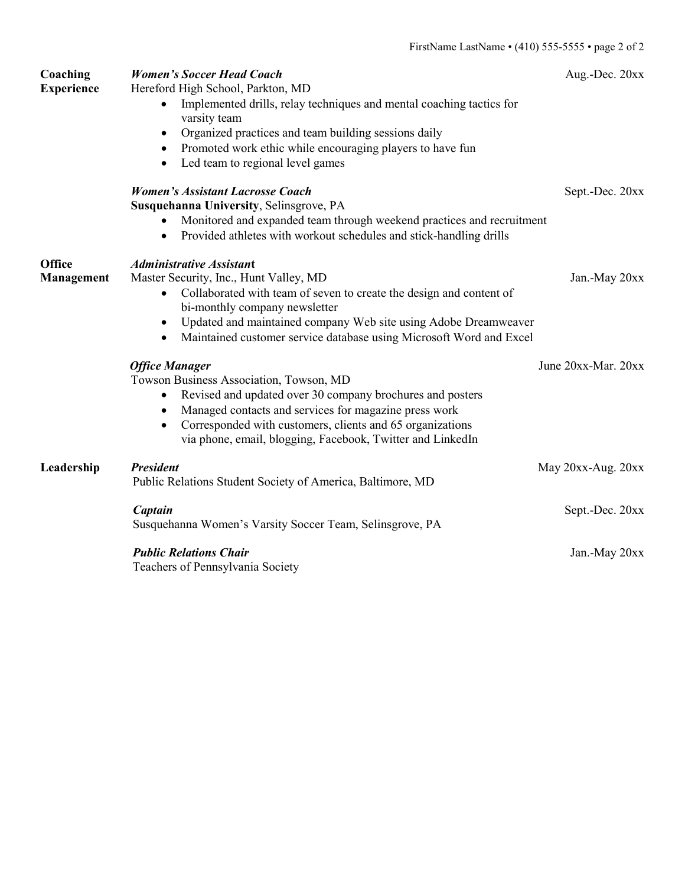## Coaching Experience

***Women's Soccer Head Coach*** — Aug.-Dec. 20xx
Hereford High School, Parkton, MD

- Implemented drills, relay techniques and mental coaching tactics for varsity team
- Organized practices and team building sessions daily
- Promoted work ethic while encouraging players to have fun
- Led team to regional level games

***Women's Assistant Lacrosse Coach*** — Sept.-Dec. 20xx
**Susquehanna University**, Selinsgrove, PA

- Monitored and expanded team through weekend practices and recruitment
- Provided athletes with workout schedules and stick-handling drills

## Office Management

***Administrative Assistant***
Master Security, Inc., Hunt Valley, MD — Jan.-May 20xx

- Collaborated with team of seven to create the design and content of bi-monthly company newsletter
- Updated and maintained company Web site using Adobe Dreamweaver
- Maintained customer service database using Microsoft Word and Excel

***Office Manager*** — June 20xx-Mar. 20xx
Towson Business Association, Towson, MD

- Revised and updated over 30 company brochures and posters
- Managed contacts and services for magazine press work
- Corresponded with customers, clients and 65 organizations via phone, email, blogging, Facebook, Twitter and LinkedIn

## Leadership

***President*** — May 20xx-Aug. 20xx
Public Relations Student Society of America, Baltimore, MD

***Captain*** — Sept.-Dec. 20xx
Susquehanna Women's Varsity Soccer Team, Selinsgrove, PA

***Public Relations Chair*** — Jan.-May 20xx
Teachers of Pennsylvania Society